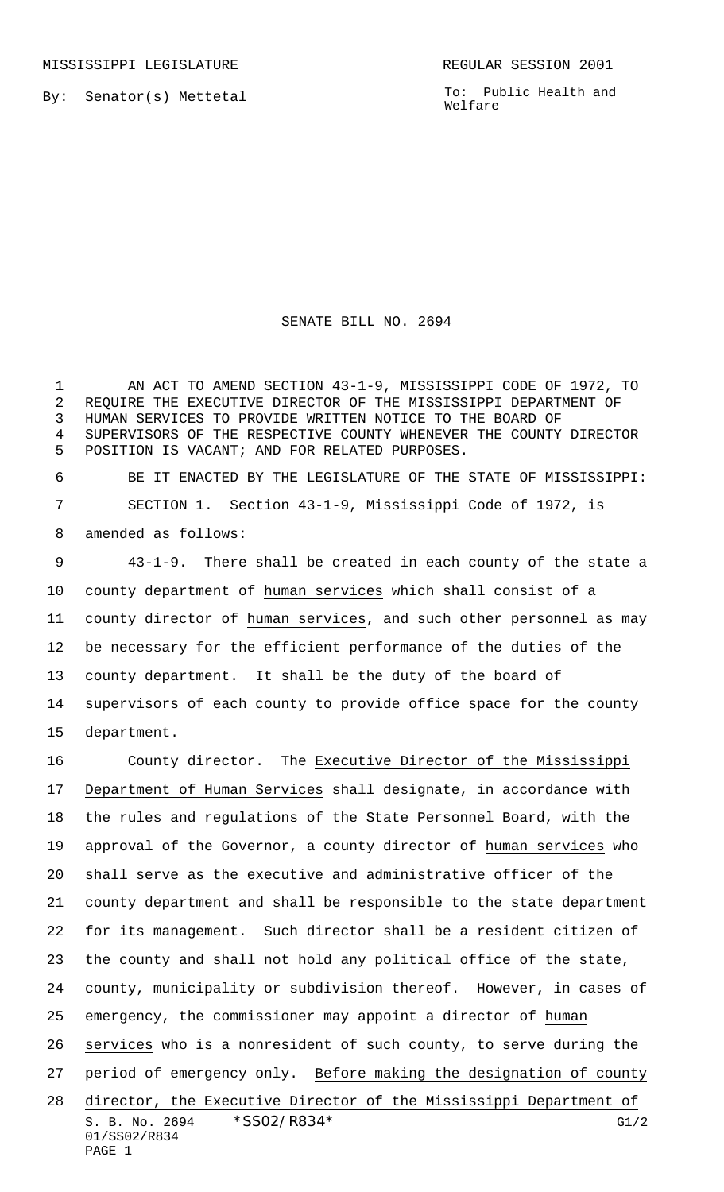MISSISSIPPI LEGISLATURE REGULAR SESSION 2001

By: Senator(s) Mettetal

To: Public Health and Welfare

# SENATE BILL NO. 2694

AN ACT TO AMEND SECTION 43-1-9, MISSISSIPPI CODE OF 1972, TO REQUIRE THE EXECUTIVE DIRECTOR OF THE MISSISSIPPI DEPARTMENT OF HUMAN SERVICES TO PROVIDE WRITTEN NOTICE TO THE BOARD OF SUPERVISORS OF THE RESPECTIVE COUNTY WHENEVER THE COUNTY DIRECTOR POSITION IS VACANT; AND FOR RELATED PURPOSES.

BE IT ENACTED BY THE LEGISLATURE OF THE STATE OF MISSISSIPPI:

SECTION 1. Section 43-1-9, Mississippi Code of 1972, is amended as follows:

43-1-9. There shall be created in each county of the state a county department of human services which shall consist of a county director of human services, and such other personnel as may be necessary for the efficient performance of the duties of the county department. It shall be the duty of the board of supervisors of each county to provide office space for the county department.

County director. The Executive Director of the Mississippi Department of Human Services shall designate, in accordance with the rules and regulations of the State Personnel Board, with the approval of the Governor, a county director of human services who shall serve as the executive and administrative officer of the county department and shall be responsible to the state department for its management. Such director shall be a resident citizen of the county and shall not hold any political office of the state, county, municipality or subdivision thereof. However, in cases of emergency, the commissioner may appoint a director of human services who is a nonresident of such county, to serve during the period of emergency only. Before making the designation of county director, the Executive Director of the Mississippi Department of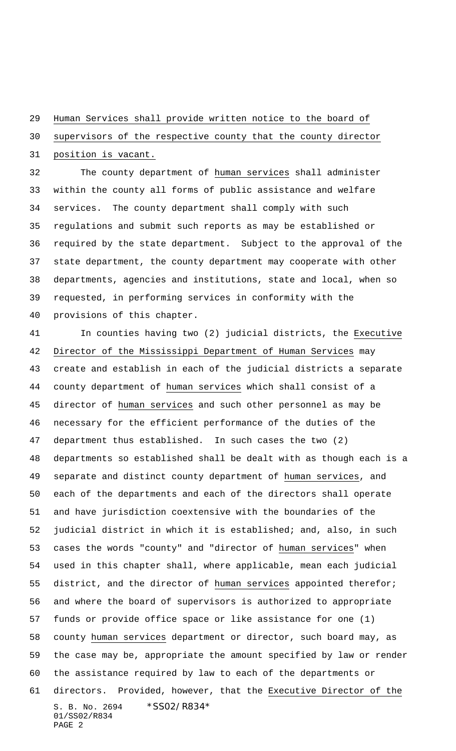Human Services shall provide written notice to the board of supervisors of the respective county that the county director position is vacant.

The county department of human services shall administer within the county all forms of public assistance and welfare services. The county department shall comply with such regulations and submit such reports as may be established or required by the state department. Subject to the approval of the state department, the county department may cooperate with other departments, agencies and institutions, state and local, when so requested, in performing services in conformity with the provisions of this chapter.

In counties having two (2) judicial districts, the Executive Director of the Mississippi Department of Human Services may create and establish in each of the judicial districts a separate county department of human services which shall consist of a director of human services and such other personnel as may be necessary for the efficient performance of the duties of the department thus established. In such cases the two (2) departments so established shall be dealt with as though each is a separate and distinct county department of human services, and each of the departments and each of the directors shall operate and have jurisdiction coextensive with the boundaries of the judicial district in which it is established; and, also, in such cases the words "county" and "director of human services" when used in this chapter shall, where applicable, mean each judicial district, and the director of human services appointed therefor; and where the board of supervisors is authorized to appropriate funds or provide office space or like assistance for one (1) county human services department or director, such board may, as the case may be, appropriate the amount specified by law or render the assistance required by law to each of the departments or directors. Provided, however, that the Executive Director of the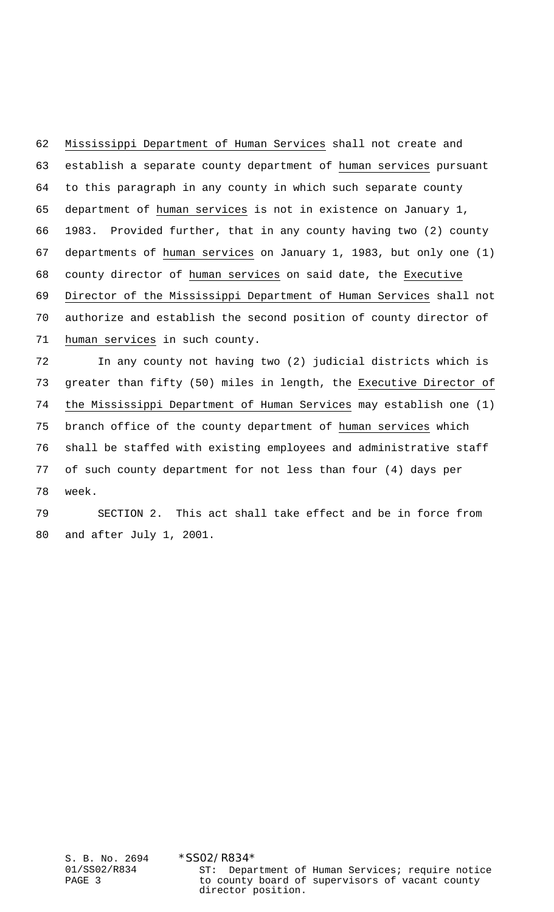Mississippi Department of Human Services shall not create and establish a separate county department of human services pursuant to this paragraph in any county in which such separate county department of human services is not in existence on January 1, 1983. Provided further, that in any county having two (2) county departments of human services on January 1, 1983, but only one (1) county director of human services on said date, the Executive Director of the Mississippi Department of Human Services shall not authorize and establish the second position of county director of human services in such county.

In any county not having two (2) judicial districts which is greater than fifty (50) miles in length, the Executive Director of the Mississippi Department of Human Services may establish one (1) branch office of the county department of human services which shall be staffed with existing employees and administrative staff of such county department for not less than four (4) days per week.

SECTION 2. This act shall take effect and be in force from and after July 1, 2001.

ST: Department of Human Services; require notice to county board of supervisors of vacant county director position.